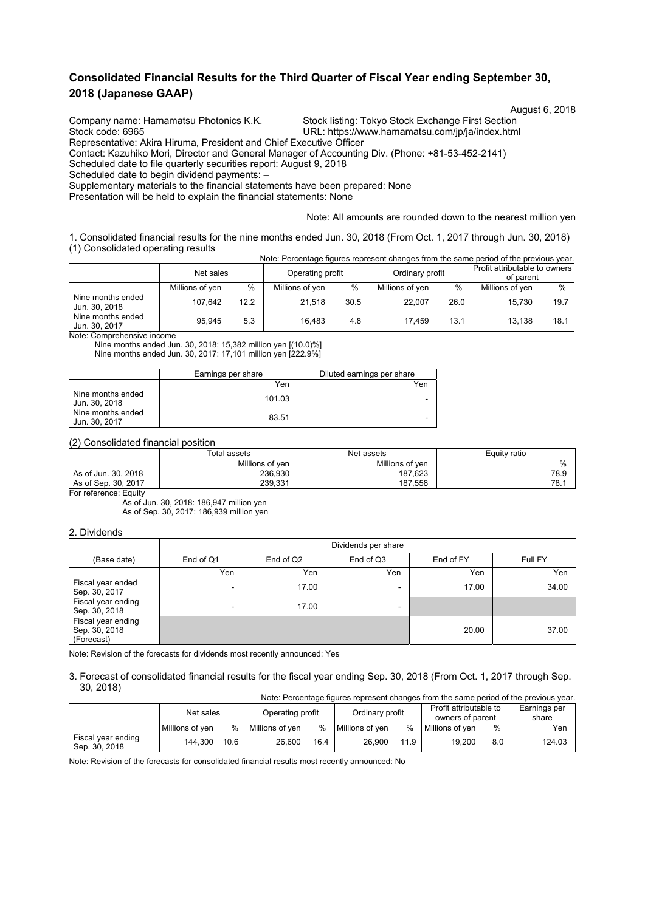# Consolidated Financial Results for the Third Quarter of Fiscal Year ending September 30, 2018 (Japanese GAAP)

August 6, 2018

Company name: Hamamatsu Photonics K.K. Stock listing: Tokyo Stock Exchange First Section
Stock code: 6965 URL: https://www.hamamatsu.com/jp/ja/index.html
Representative: Akira Hiruma, President and Chief Executive Officer
Contact: Kazuhiko Mori, Director and General Manager of Accounting Div. (Phone: +81-53-452-2141)
Scheduled date to file quarterly securities report: August 9, 2018
Scheduled date to begin dividend payments: –
Supplementary materials to the financial statements have been prepared: None
Presentation will be held to explain the financial statements: None

Note: All amounts are rounded down to the nearest million yen

1. Consolidated financial results for the nine months ended Jun. 30, 2018 (From Oct. 1, 2017 through Jun. 30, 2018)

(1) Consolidated operating results

Note: Percentage figures represent changes from the same period of the previous year.

| | Net sales | | Operating profit | | Ordinary profit | | Profit attributable to owners of parent | |
|---|---|---|---|---|---|---|---|---|
| | Millions of yen | % | Millions of yen | % | Millions of yen | % | Millions of yen | % |
| Nine months ended Jun. 30, 2018 | 107,642 | 12.2 | 21,518 | 30.5 | 22,007 | 26.0 | 15,730 | 19.7 |
| Nine months ended Jun. 30, 2017 | 95,945 | 5.3 | 16,483 | 4.8 | 17,459 | 13.1 | 13,138 | 18.1 |

Note: Comprehensive income
Nine months ended Jun. 30, 2018: 15,382 million yen [(10.0)%]
Nine months ended Jun. 30, 2017: 17,101 million yen [222.9%]

| | Earnings per share | Diluted earnings per share |
|---|---|---|
| | Yen | Yen |
| Nine months ended Jun. 30, 2018 | 101.03 | - |
| Nine months ended Jun. 30, 2017 | 83.51 | - |

(2) Consolidated financial position

| | Total assets | Net assets | Equity ratio |
|---|---|---|---|
| | Millions of yen | Millions of yen | % |
| As of Jun. 30, 2018 | 236,930 | 187,623 | 78.9 |
| As of Sep. 30, 2017 | 239,331 | 187,558 | 78.1 |

For reference: Equity
As of Jun. 30, 2018: 186,947 million yen
As of Sep. 30, 2017: 186,939 million yen

2. Dividends

| | Dividends per share | | | | |
|---|---|---|---|---|---|
| (Base date) | End of Q1 | End of Q2 | End of Q3 | End of FY | Full FY |
| | Yen | Yen | Yen | Yen | Yen |
| Fiscal year ended Sep. 30, 2017 | - | 17.00 | - | 17.00 | 34.00 |
| Fiscal year ending Sep. 30, 2018 | - | 17.00 | - | | |
| Fiscal year ending Sep. 30, 2018 (Forecast) | | | | 20.00 | 37.00 |

Note: Revision of the forecasts for dividends most recently announced: Yes

3. Forecast of consolidated financial results for the fiscal year ending Sep. 30, 2018 (From Oct. 1, 2017 through Sep. 30, 2018)

Note: Percentage figures represent changes from the same period of the previous year.

| | Net sales | | Operating profit | | Ordinary profit | | Profit attributable to owners of parent | | Earnings per share |
|---|---|---|---|---|---|---|---|---|---|
| | Millions of yen | % | Millions of yen | % | Millions of yen | % | Millions of yen | % | Yen |
| Fiscal year ending Sep. 30, 2018 | 144,300 | 10.6 | 26,600 | 16.4 | 26,900 | 11.9 | 19,200 | 8.0 | 124.03 |

Note: Revision of the forecasts for consolidated financial results most recently announced: No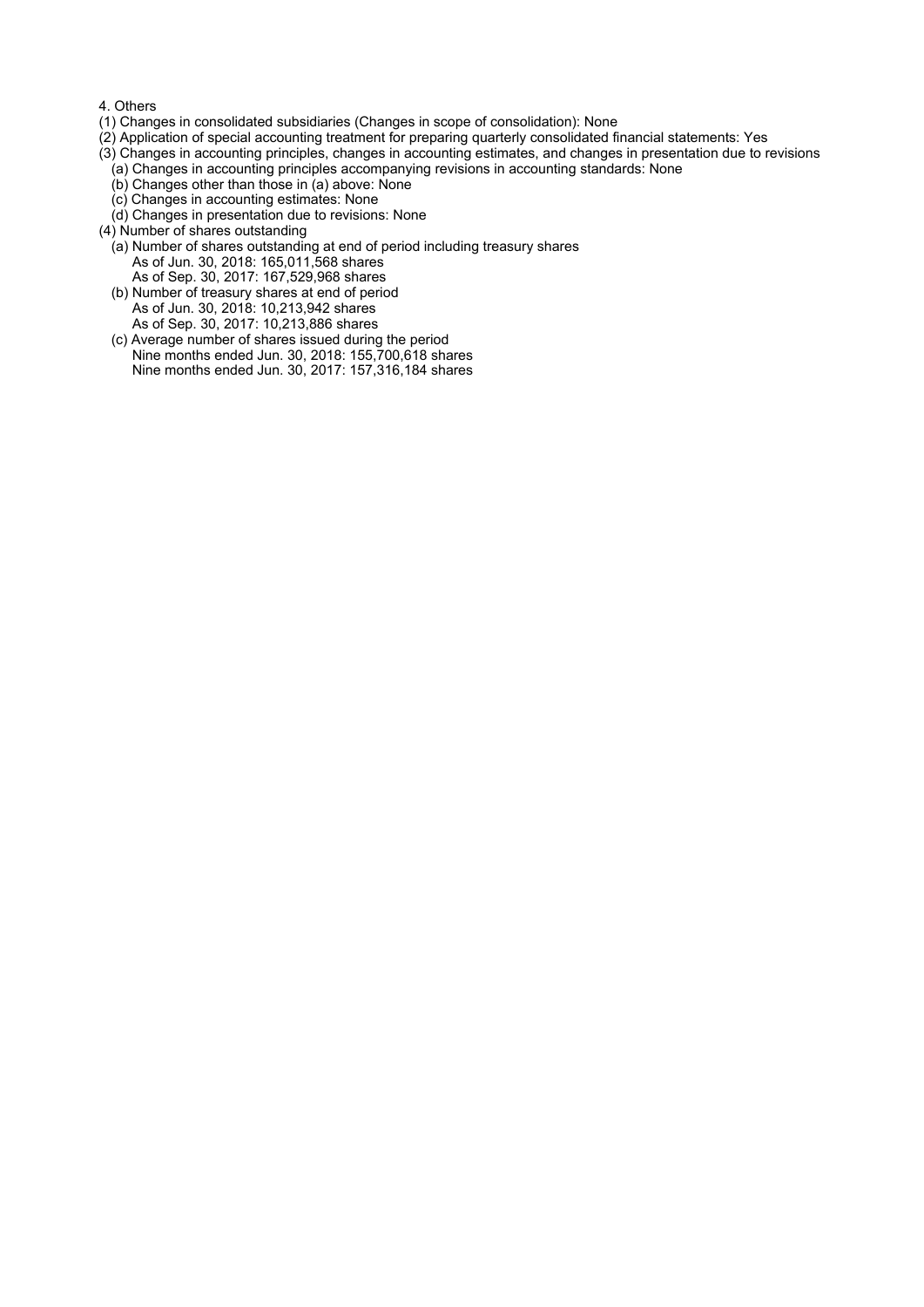4. Others

(1) Changes in consolidated subsidiaries (Changes in scope of consolidation): None

(2) Application of special accounting treatment for preparing quarterly consolidated financial statements: Yes

(3) Changes in accounting principles, changes in accounting estimates, and changes in presentation due to revisions

- (a) Changes in accounting principles accompanying revisions in accounting standards: None
- (b) Changes other than those in (a) above: None
- (c) Changes in accounting estimates: None
- (d) Changes in presentation due to revisions: None

(4) Number of shares outstanding

- (a) Number of shares outstanding at end of period including treasury shares
  - As of Jun. 30, 2018: 165,011,568 shares
  - As of Sep. 30, 2017: 167,529,968 shares
- (b) Number of treasury shares at end of period
  - As of Jun. 30, 2018: 10,213,942 shares
  - As of Sep. 30, 2017: 10,213,886 shares
- (c) Average number of shares issued during the period
  - Nine months ended Jun. 30, 2018: 155,700,618 shares
  - Nine months ended Jun. 30, 2017: 157,316,184 shares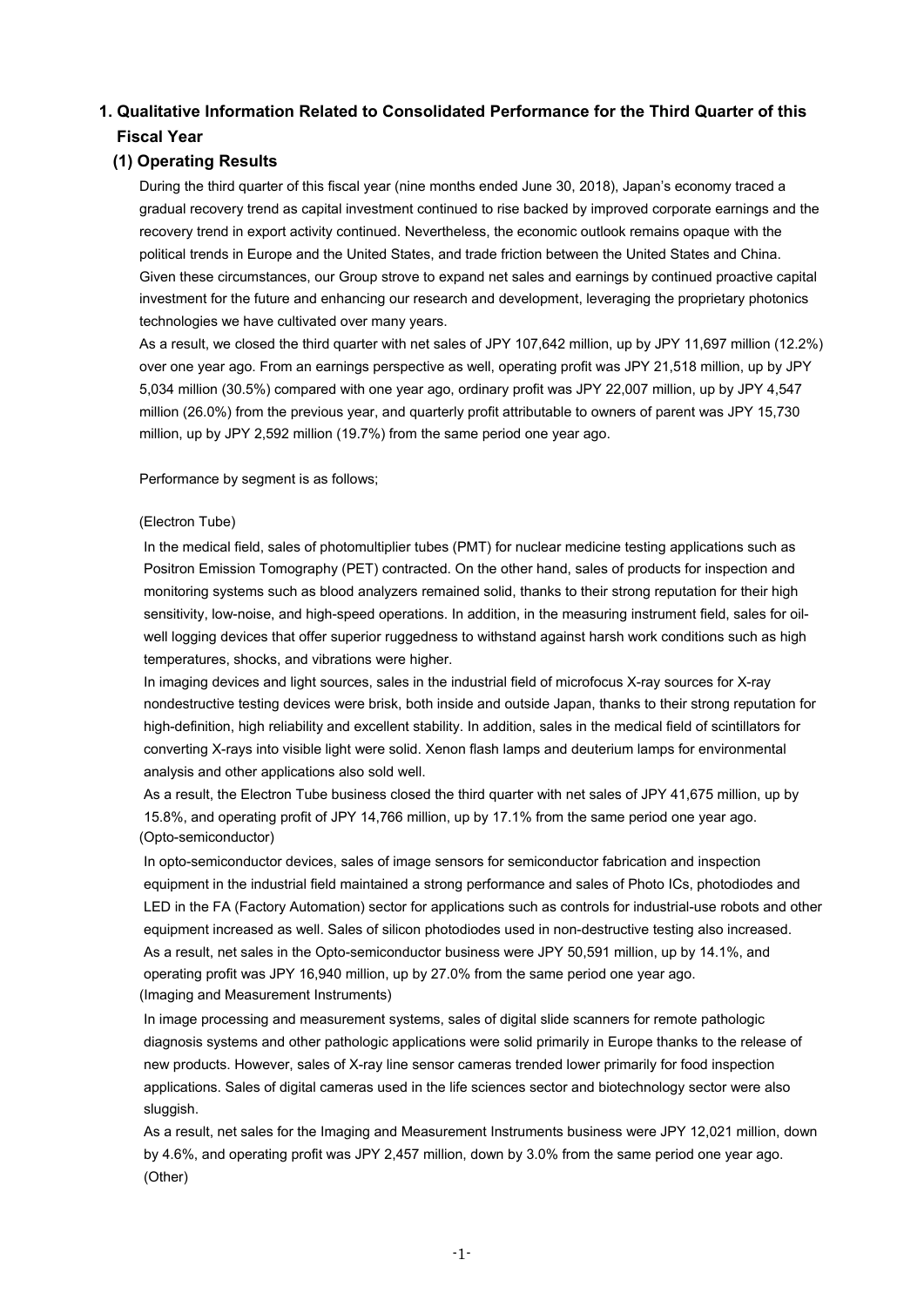## 1. Qualitative Information Related to Consolidated Performance for the Third Quarter of this Fiscal Year

### (1) Operating Results

During the third quarter of this fiscal year (nine months ended June 30, 2018), Japan's economy traced a gradual recovery trend as capital investment continued to rise backed by improved corporate earnings and the recovery trend in export activity continued. Nevertheless, the economic outlook remains opaque with the political trends in Europe and the United States, and trade friction between the United States and China. Given these circumstances, our Group strove to expand net sales and earnings by continued proactive capital investment for the future and enhancing our research and development, leveraging the proprietary photonics technologies we have cultivated over many years.

As a result, we closed the third quarter with net sales of JPY 107,642 million, up by JPY 11,697 million (12.2%) over one year ago. From an earnings perspective as well, operating profit was JPY 21,518 million, up by JPY 5,034 million (30.5%) compared with one year ago, ordinary profit was JPY 22,007 million, up by JPY 4,547 million (26.0%) from the previous year, and quarterly profit attributable to owners of parent was JPY 15,730 million, up by JPY 2,592 million (19.7%) from the same period one year ago.

Performance by segment is as follows;

(Electron Tube)

In the medical field, sales of photomultiplier tubes (PMT) for nuclear medicine testing applications such as Positron Emission Tomography (PET) contracted. On the other hand, sales of products for inspection and monitoring systems such as blood analyzers remained solid, thanks to their strong reputation for their high sensitivity, low-noise, and high-speed operations. In addition, in the measuring instrument field, sales for oil-well logging devices that offer superior ruggedness to withstand against harsh work conditions such as high temperatures, shocks, and vibrations were higher.

In imaging devices and light sources, sales in the industrial field of microfocus X-ray sources for X-ray nondestructive testing devices were brisk, both inside and outside Japan, thanks to their strong reputation for high-definition, high reliability and excellent stability. In addition, sales in the medical field of scintillators for converting X-rays into visible light were solid. Xenon flash lamps and deuterium lamps for environmental analysis and other applications also sold well.

As a result, the Electron Tube business closed the third quarter with net sales of JPY 41,675 million, up by 15.8%, and operating profit of JPY 14,766 million, up by 17.1% from the same period one year ago.

(Opto-semiconductor)

In opto-semiconductor devices, sales of image sensors for semiconductor fabrication and inspection equipment in the industrial field maintained a strong performance and sales of Photo ICs, photodiodes and LED in the FA (Factory Automation) sector for applications such as controls for industrial-use robots and other equipment increased as well. Sales of silicon photodiodes used in non-destructive testing also increased.

As a result, net sales in the Opto-semiconductor business were JPY 50,591 million, up by 14.1%, and operating profit was JPY 16,940 million, up by 27.0% from the same period one year ago.

(Imaging and Measurement Instruments)

In image processing and measurement systems, sales of digital slide scanners for remote pathologic diagnosis systems and other pathologic applications were solid primarily in Europe thanks to the release of new products. However, sales of X-ray line sensor cameras trended lower primarily for food inspection applications. Sales of digital cameras used in the life sciences sector and biotechnology sector were also sluggish.

As a result, net sales for the Imaging and Measurement Instruments business were JPY 12,021 million, down by 4.6%, and operating profit was JPY 2,457 million, down by 3.0% from the same period one year ago.

(Other)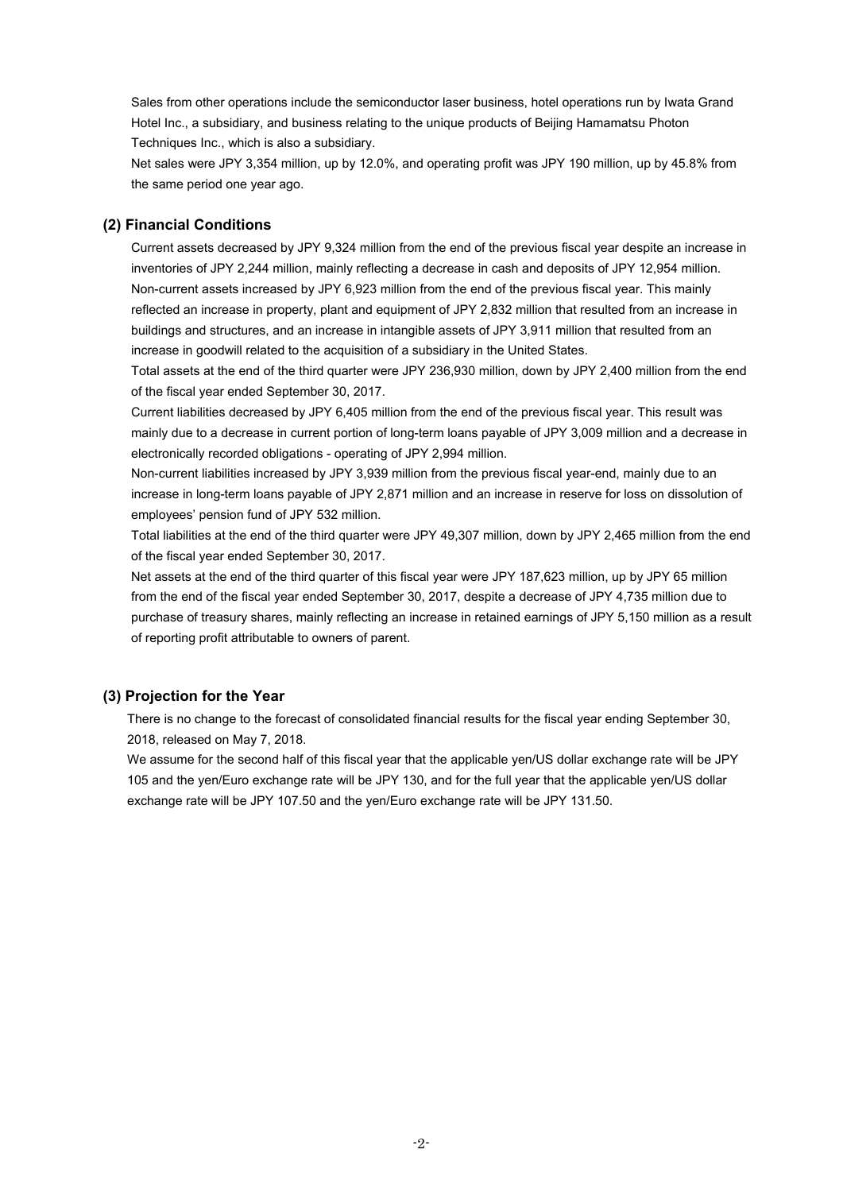Sales from other operations include the semiconductor laser business, hotel operations run by Iwata Grand Hotel Inc., a subsidiary, and business relating to the unique products of Beijing Hamamatsu Photon Techniques Inc., which is also a subsidiary.

Net sales were JPY 3,354 million, up by 12.0%, and operating profit was JPY 190 million, up by 45.8% from the same period one year ago.

### (2) Financial Conditions

Current assets decreased by JPY 9,324 million from the end of the previous fiscal year despite an increase in inventories of JPY 2,244 million, mainly reflecting a decrease in cash and deposits of JPY 12,954 million.

Non-current assets increased by JPY 6,923 million from the end of the previous fiscal year. This mainly reflected an increase in property, plant and equipment of JPY 2,832 million that resulted from an increase in buildings and structures, and an increase in intangible assets of JPY 3,911 million that resulted from an increase in goodwill related to the acquisition of a subsidiary in the United States.

Total assets at the end of the third quarter were JPY 236,930 million, down by JPY 2,400 million from the end of the fiscal year ended September 30, 2017.

Current liabilities decreased by JPY 6,405 million from the end of the previous fiscal year. This result was mainly due to a decrease in current portion of long-term loans payable of JPY 3,009 million and a decrease in electronically recorded obligations - operating of JPY 2,994 million.

Non-current liabilities increased by JPY 3,939 million from the previous fiscal year-end, mainly due to an increase in long-term loans payable of JPY 2,871 million and an increase in reserve for loss on dissolution of employees' pension fund of JPY 532 million.

Total liabilities at the end of the third quarter were JPY 49,307 million, down by JPY 2,465 million from the end of the fiscal year ended September 30, 2017.

Net assets at the end of the third quarter of this fiscal year were JPY 187,623 million, up by JPY 65 million from the end of the fiscal year ended September 30, 2017, despite a decrease of JPY 4,735 million due to purchase of treasury shares, mainly reflecting an increase in retained earnings of JPY 5,150 million as a result of reporting profit attributable to owners of parent.

### (3) Projection for the Year

There is no change to the forecast of consolidated financial results for the fiscal year ending September 30, 2018, released on May 7, 2018.

We assume for the second half of this fiscal year that the applicable yen/US dollar exchange rate will be JPY 105 and the yen/Euro exchange rate will be JPY 130, and for the full year that the applicable yen/US dollar exchange rate will be JPY 107.50 and the yen/Euro exchange rate will be JPY 131.50.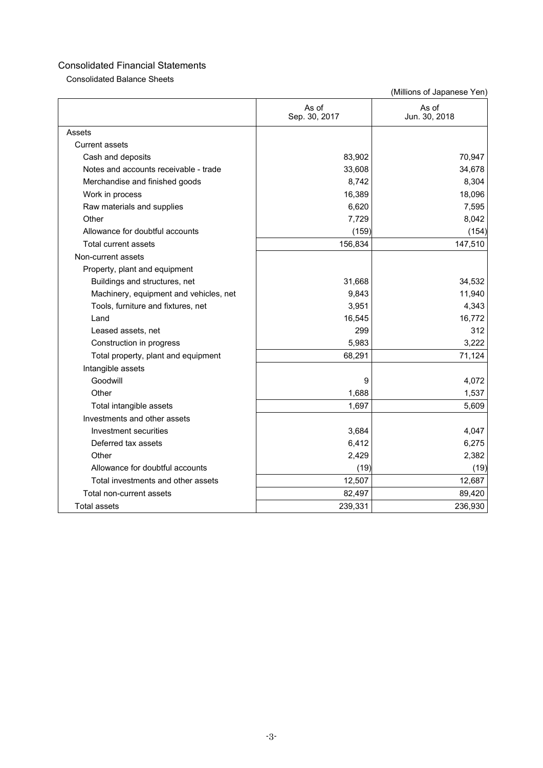## Consolidated Financial Statements

### Consolidated Balance Sheets

(Millions of Japanese Yen)

| | As of Sep. 30, 2017 | As of Jun. 30, 2018 |
|---|---|---|
| Assets | | |
| Current assets | | |
| Cash and deposits | 83,902 | 70,947 |
| Notes and accounts receivable - trade | 33,608 | 34,678 |
| Merchandise and finished goods | 8,742 | 8,304 |
| Work in process | 16,389 | 18,096 |
| Raw materials and supplies | 6,620 | 7,595 |
| Other | 7,729 | 8,042 |
| Allowance for doubtful accounts | (159) | (154) |
| Total current assets | 156,834 | 147,510 |
| Non-current assets | | |
| Property, plant and equipment | | |
| Buildings and structures, net | 31,668 | 34,532 |
| Machinery, equipment and vehicles, net | 9,843 | 11,940 |
| Tools, furniture and fixtures, net | 3,951 | 4,343 |
| Land | 16,545 | 16,772 |
| Leased assets, net | 299 | 312 |
| Construction in progress | 5,983 | 3,222 |
| Total property, plant and equipment | 68,291 | 71,124 |
| Intangible assets | | |
| Goodwill | 9 | 4,072 |
| Other | 1,688 | 1,537 |
| Total intangible assets | 1,697 | 5,609 |
| Investments and other assets | | |
| Investment securities | 3,684 | 4,047 |
| Deferred tax assets | 6,412 | 6,275 |
| Other | 2,429 | 2,382 |
| Allowance for doubtful accounts | (19) | (19) |
| Total investments and other assets | 12,507 | 12,687 |
| Total non-current assets | 82,497 | 89,420 |
| Total assets | 239,331 | 236,930 |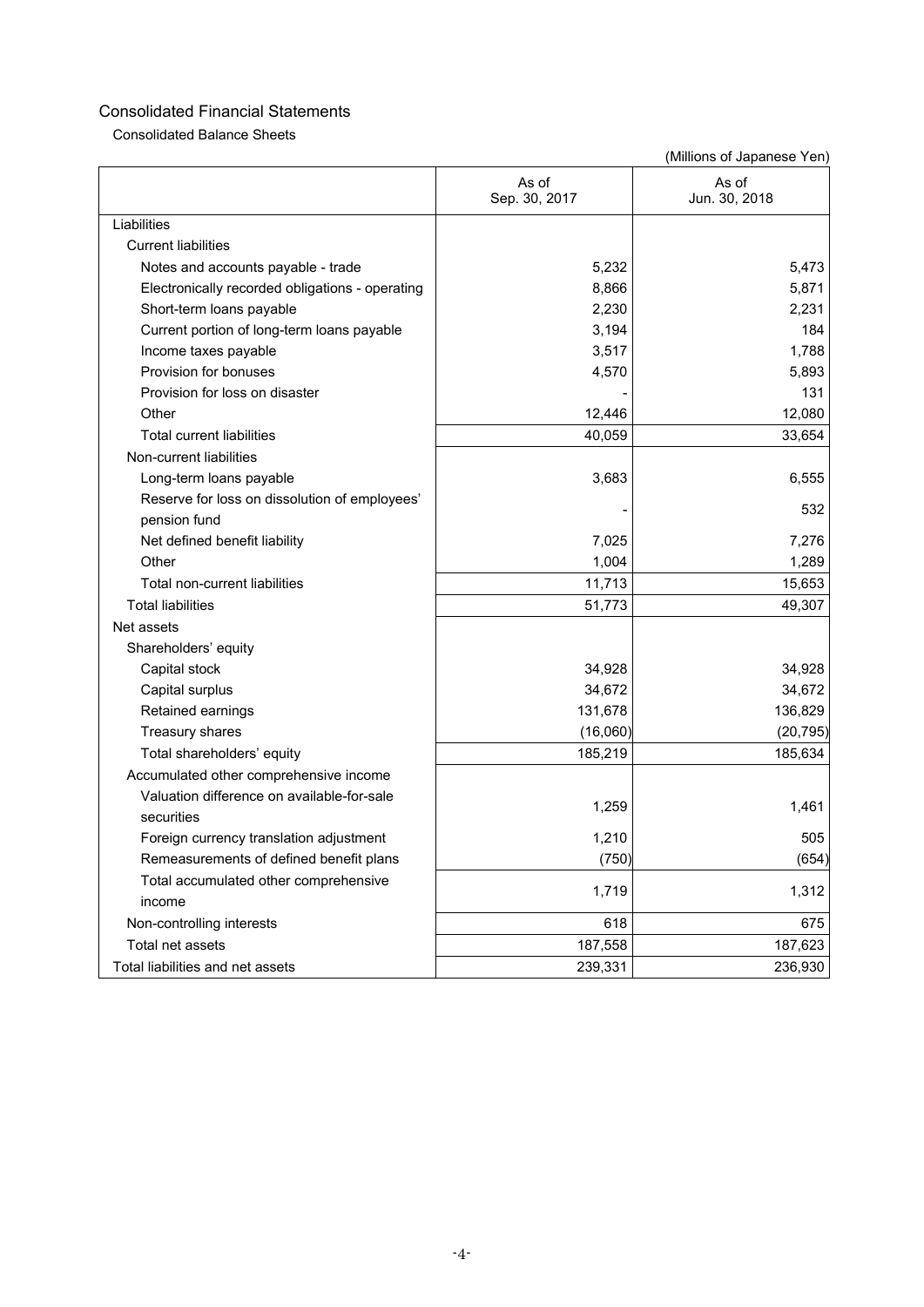## Consolidated Financial Statements

### Consolidated Balance Sheets

(Millions of Japanese Yen)

| | As of Sep. 30, 2017 | As of Jun. 30, 2018 |
|---|---|---|
| Liabilities | | |
| Current liabilities | | |
| Notes and accounts payable - trade | 5,232 | 5,473 |
| Electronically recorded obligations - operating | 8,866 | 5,871 |
| Short-term loans payable | 2,230 | 2,231 |
| Current portion of long-term loans payable | 3,194 | 184 |
| Income taxes payable | 3,517 | 1,788 |
| Provision for bonuses | 4,570 | 5,893 |
| Provision for loss on disaster | - | 131 |
| Other | 12,446 | 12,080 |
| Total current liabilities | 40,059 | 33,654 |
| Non-current liabilities | | |
| Long-term loans payable | 3,683 | 6,555 |
| Reserve for loss on dissolution of employees' pension fund | - | 532 |
| Net defined benefit liability | 7,025 | 7,276 |
| Other | 1,004 | 1,289 |
| Total non-current liabilities | 11,713 | 15,653 |
| Total liabilities | 51,773 | 49,307 |
| Net assets | | |
| Shareholders' equity | | |
| Capital stock | 34,928 | 34,928 |
| Capital surplus | 34,672 | 34,672 |
| Retained earnings | 131,678 | 136,829 |
| Treasury shares | (16,060) | (20,795) |
| Total shareholders' equity | 185,219 | 185,634 |
| Accumulated other comprehensive income | | |
| Valuation difference on available-for-sale securities | 1,259 | 1,461 |
| Foreign currency translation adjustment | 1,210 | 505 |
| Remeasurements of defined benefit plans | (750) | (654) |
| Total accumulated other comprehensive income | 1,719 | 1,312 |
| Non-controlling interests | 618 | 675 |
| Total net assets | 187,558 | 187,623 |
| Total liabilities and net assets | 239,331 | 236,930 |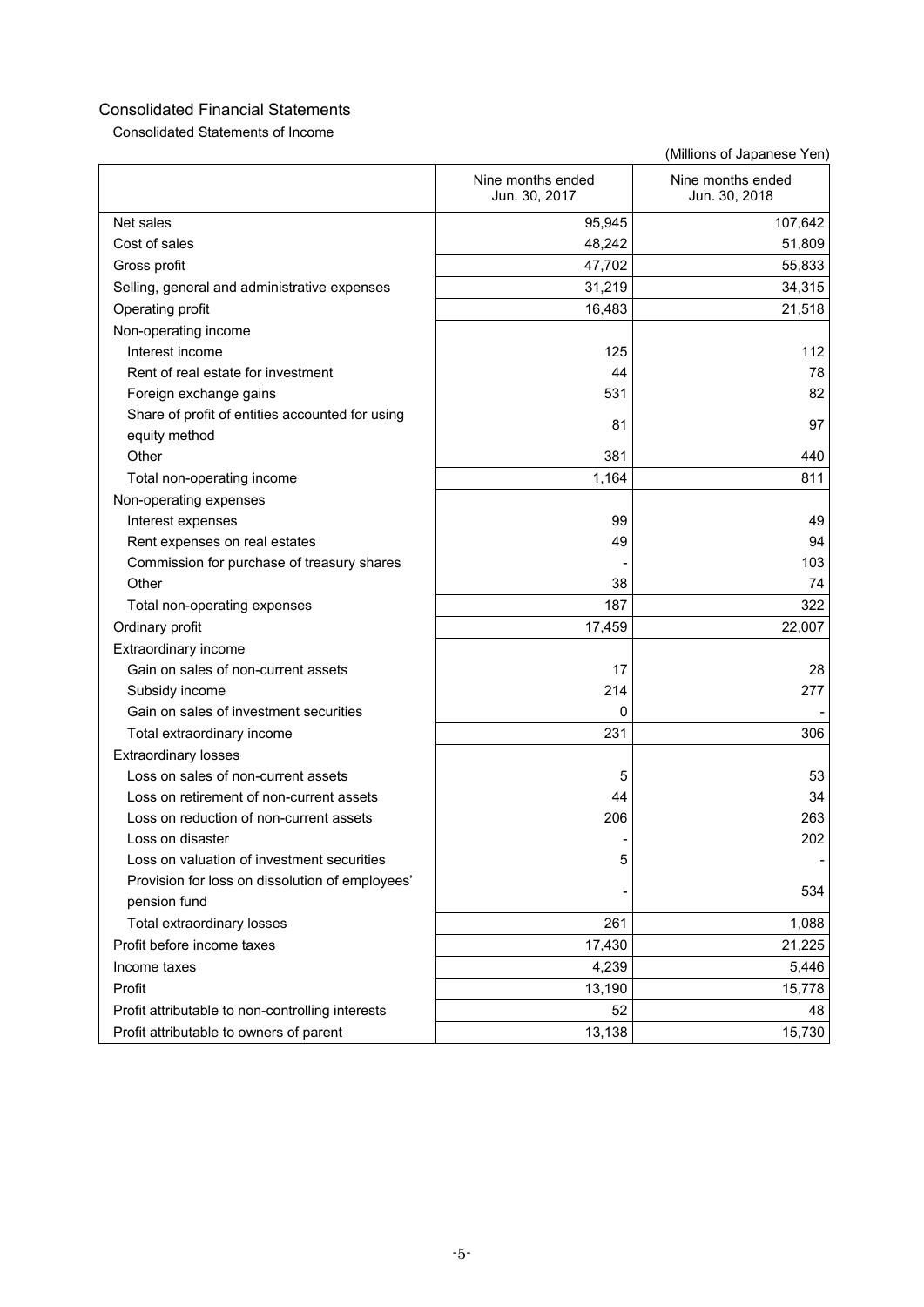# Consolidated Financial Statements

## Consolidated Statements of Income

(Millions of Japanese Yen)

| | Nine months ended Jun. 30, 2017 | Nine months ended Jun. 30, 2018 |
|---|---|---|
| Net sales | 95,945 | 107,642 |
| Cost of sales | 48,242 | 51,809 |
| Gross profit | 47,702 | 55,833 |
| Selling, general and administrative expenses | 31,219 | 34,315 |
| Operating profit | 16,483 | 21,518 |
| Non-operating income | | |
| Interest income | 125 | 112 |
| Rent of real estate for investment | 44 | 78 |
| Foreign exchange gains | 531 | 82 |
| Share of profit of entities accounted for using equity method | 81 | 97 |
| Other | 381 | 440 |
| Total non-operating income | 1,164 | 811 |
| Non-operating expenses | | |
| Interest expenses | 99 | 49 |
| Rent expenses on real estates | 49 | 94 |
| Commission for purchase of treasury shares | - | 103 |
| Other | 38 | 74 |
| Total non-operating expenses | 187 | 322 |
| Ordinary profit | 17,459 | 22,007 |
| Extraordinary income | | |
| Gain on sales of non-current assets | 17 | 28 |
| Subsidy income | 214 | 277 |
| Gain on sales of investment securities | 0 | - |
| Total extraordinary income | 231 | 306 |
| Extraordinary losses | | |
| Loss on sales of non-current assets | 5 | 53 |
| Loss on retirement of non-current assets | 44 | 34 |
| Loss on reduction of non-current assets | 206 | 263 |
| Loss on disaster | - | 202 |
| Loss on valuation of investment securities | 5 | - |
| Provision for loss on dissolution of employees' pension fund | - | 534 |
| Total extraordinary losses | 261 | 1,088 |
| Profit before income taxes | 17,430 | 21,225 |
| Income taxes | 4,239 | 5,446 |
| Profit | 13,190 | 15,778 |
| Profit attributable to non-controlling interests | 52 | 48 |
| Profit attributable to owners of parent | 13,138 | 15,730 |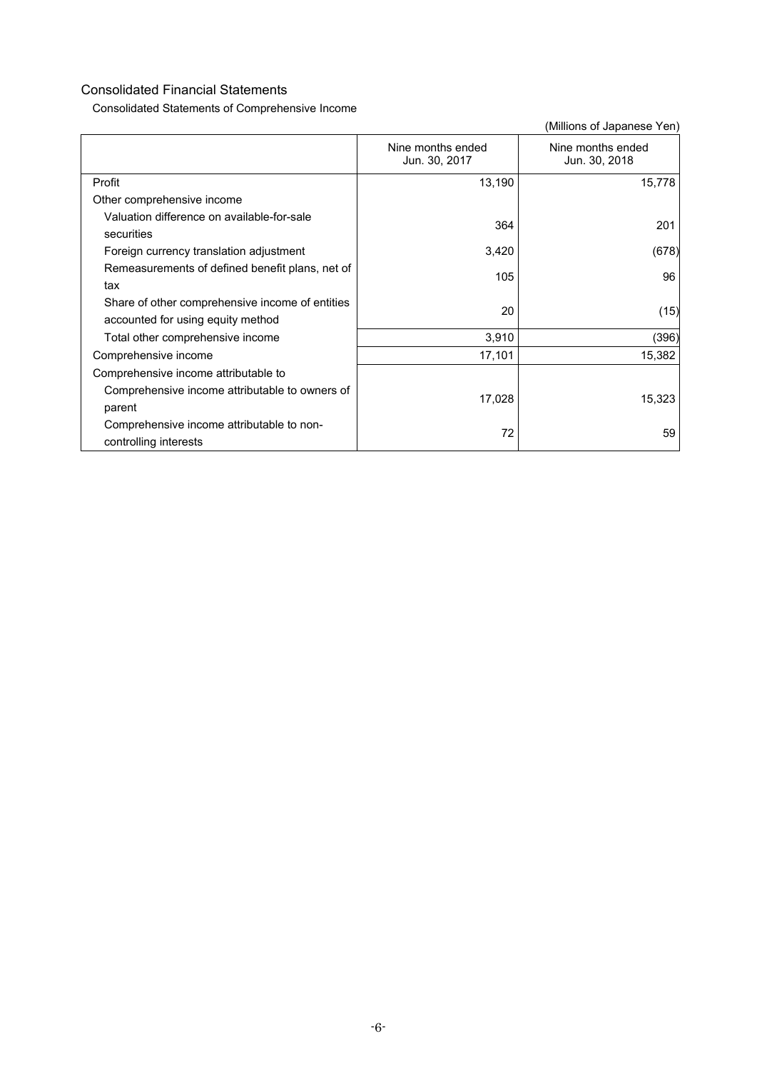# Consolidated Financial Statements

## Consolidated Statements of Comprehensive Income

(Millions of Japanese Yen)

| | Nine months ended Jun. 30, 2017 | Nine months ended Jun. 30, 2018 |
|---|---|---|
| Profit | 13,190 | 15,778 |
| Other comprehensive income | | |
| Valuation difference on available-for-sale securities | 364 | 201 |
| Foreign currency translation adjustment | 3,420 | (678) |
| Remeasurements of defined benefit plans, net of tax | 105 | 96 |
| Share of other comprehensive income of entities accounted for using equity method | 20 | (15) |
| Total other comprehensive income | 3,910 | (396) |
| Comprehensive income | 17,101 | 15,382 |
| Comprehensive income attributable to | | |
| Comprehensive income attributable to owners of parent | 17,028 | 15,323 |
| Comprehensive income attributable to non-controlling interests | 72 | 59 |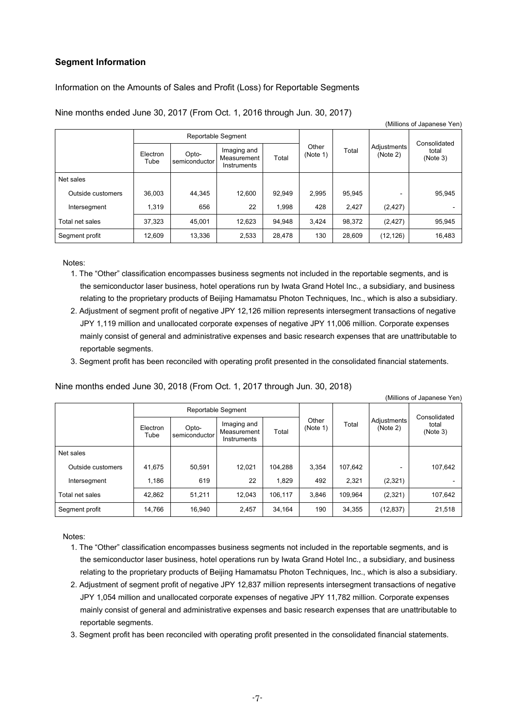## Segment Information

Information on the Amounts of Sales and Profit (Loss) for Reportable Segments

Nine months ended June 30, 2017 (From Oct. 1, 2016 through Jun. 30, 2017)

(Millions of Japanese Yen)

| | Reportable Segment | | | | Other (Note 1) | Total | Adjustments (Note 2) | Consolidated total (Note 3) |
|---|---|---|---|---|---|---|---|---|
| | Electron Tube | Opto-semiconductor | Imaging and Measurement Instruments | Total | | | | |
| Net sales | | | | | | | | |
| Outside customers | 36,003 | 44,345 | 12,600 | 92,949 | 2,995 | 95,945 | - | 95,945 |
| Intersegment | 1,319 | 656 | 22 | 1,998 | 428 | 2,427 | (2,427) | - |
| Total net sales | 37,323 | 45,001 | 12,623 | 94,948 | 3,424 | 98,372 | (2,427) | 95,945 |
| Segment profit | 12,609 | 13,336 | 2,533 | 28,478 | 130 | 28,609 | (12,126) | 16,483 |

Notes:

1. The "Other" classification encompasses business segments not included in the reportable segments, and is the semiconductor laser business, hotel operations run by Iwata Grand Hotel Inc., a subsidiary, and business relating to the proprietary products of Beijing Hamamatsu Photon Techniques, Inc., which is also a subsidiary.
2. Adjustment of segment profit of negative JPY 12,126 million represents intersegment transactions of negative JPY 1,119 million and unallocated corporate expenses of negative JPY 11,006 million. Corporate expenses mainly consist of general and administrative expenses and basic research expenses that are unattributable to reportable segments.
3. Segment profit has been reconciled with operating profit presented in the consolidated financial statements.

Nine months ended June 30, 2018 (From Oct. 1, 2017 through Jun. 30, 2018)

(Millions of Japanese Yen)

| | Reportable Segment | | | | Other (Note 1) | Total | Adjustments (Note 2) | Consolidated total (Note 3) |
|---|---|---|---|---|---|---|---|---|
| | Electron Tube | Opto-semiconductor | Imaging and Measurement Instruments | Total | | | | |
| Net sales | | | | | | | | |
| Outside customers | 41,675 | 50,591 | 12,021 | 104,288 | 3,354 | 107,642 | - | 107,642 |
| Intersegment | 1,186 | 619 | 22 | 1,829 | 492 | 2,321 | (2,321) | - |
| Total net sales | 42,862 | 51,211 | 12,043 | 106,117 | 3,846 | 109,964 | (2,321) | 107,642 |
| Segment profit | 14,766 | 16,940 | 2,457 | 34,164 | 190 | 34,355 | (12,837) | 21,518 |

Notes:

1. The "Other" classification encompasses business segments not included in the reportable segments, and is the semiconductor laser business, hotel operations run by Iwata Grand Hotel Inc., a subsidiary, and business relating to the proprietary products of Beijing Hamamatsu Photon Techniques, Inc., which is also a subsidiary.
2. Adjustment of segment profit of negative JPY 12,837 million represents intersegment transactions of negative JPY 1,054 million and unallocated corporate expenses of negative JPY 11,782 million. Corporate expenses mainly consist of general and administrative expenses and basic research expenses that are unattributable to reportable segments.
3. Segment profit has been reconciled with operating profit presented in the consolidated financial statements.